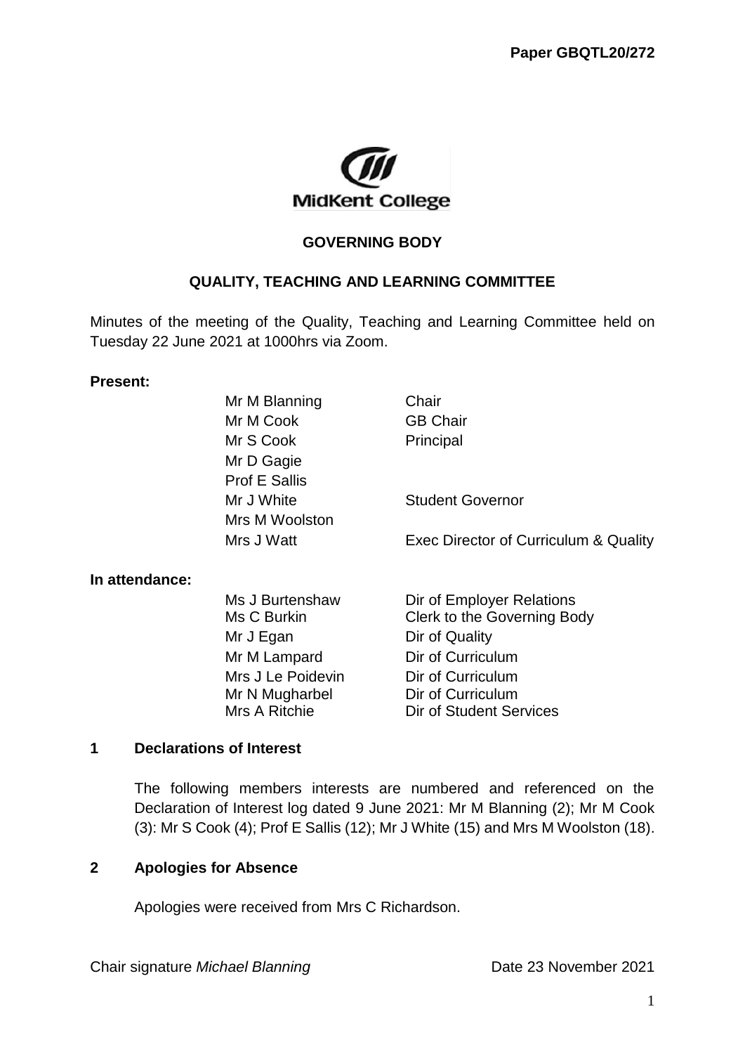**Paper GBQTL20/272**

MidKent College

## GOVERNING BODY

## QUALITY, TEACHING AND LEARNING COMMITTEE

Minutes of the meeting of the Quality, Teaching and Learning Committee held on Tuesday 22 June 2021 at 1000hrs via Zoom.

**Present:**

| | |
|---|---|
| Mr M Blanning | Chair |
| Mr M Cook | GB Chair |
| Mr S Cook | Principal |
| Mr D Gagie | |
| Prof E Sallis | |
| Mr J White | Student Governor |
| Mrs M Woolston | |
| Mrs J Watt | Exec Director of Curriculum & Quality |

**In attendance:**

| | |
|---|---|
| Ms J Burtenshaw | Dir of Employer Relations |
| Ms C Burkin | Clerk to the Governing Body |
| Mr J Egan | Dir of Quality |
| Mr M Lampard | Dir of Curriculum |
| Mrs J Le Poidevin | Dir of Curriculum |
| Mr N Mugharbel | Dir of Curriculum |
| Mrs A Ritchie | Dir of Student Services |

### 1 Declarations of Interest

The following members interests are numbered and referenced on the Declaration of Interest log dated 9 June 2021: Mr M Blanning (2); Mr M Cook (3): Mr S Cook (4); Prof E Sallis (12); Mr J White (15) and Mrs M Woolston (18).

### 2 Apologies for Absence

Apologies were received from Mrs C Richardson.

Chair signature *Michael Blanning* Date 23 November 2021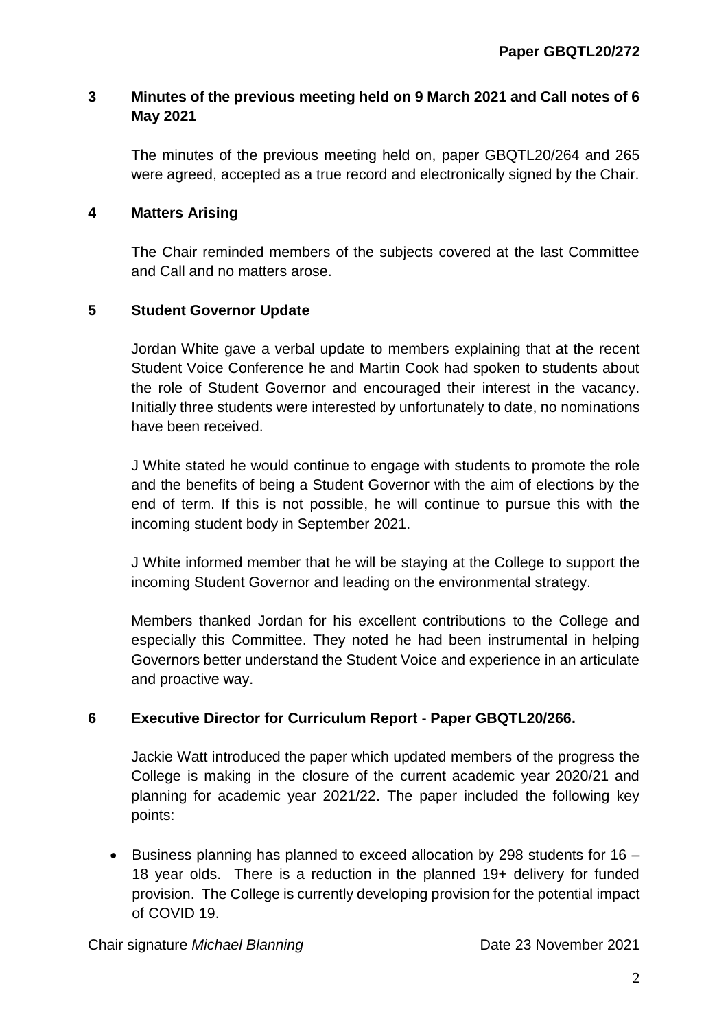**Paper GBQTL20/272**

## 3 Minutes of the previous meeting held on 9 March 2021 and Call notes of 6 May 2021

The minutes of the previous meeting held on, paper GBQTL20/264 and 265 were agreed, accepted as a true record and electronically signed by the Chair.

## 4 Matters Arising

The Chair reminded members of the subjects covered at the last Committee and Call and no matters arose.

## 5 Student Governor Update

Jordan White gave a verbal update to members explaining that at the recent Student Voice Conference he and Martin Cook had spoken to students about the role of Student Governor and encouraged their interest in the vacancy. Initially three students were interested by unfortunately to date, no nominations have been received.

J White stated he would continue to engage with students to promote the role and the benefits of being a Student Governor with the aim of elections by the end of term. If this is not possible, he will continue to pursue this with the incoming student body in September 2021.

J White informed member that he will be staying at the College to support the incoming Student Governor and leading on the environmental strategy.

Members thanked Jordan for his excellent contributions to the College and especially this Committee. They noted he had been instrumental in helping Governors better understand the Student Voice and experience in an articulate and proactive way.

## 6 Executive Director for Curriculum Report - Paper GBQTL20/266.

Jackie Watt introduced the paper which updated members of the progress the College is making in the closure of the current academic year 2020/21 and planning for academic year 2021/22. The paper included the following key points:

- Business planning has planned to exceed allocation by 298 students for 16 – 18 year olds. There is a reduction in the planned 19+ delivery for funded provision. The College is currently developing provision for the potential impact of COVID 19.

Chair signature *Michael Blanning* Date 23 November 2021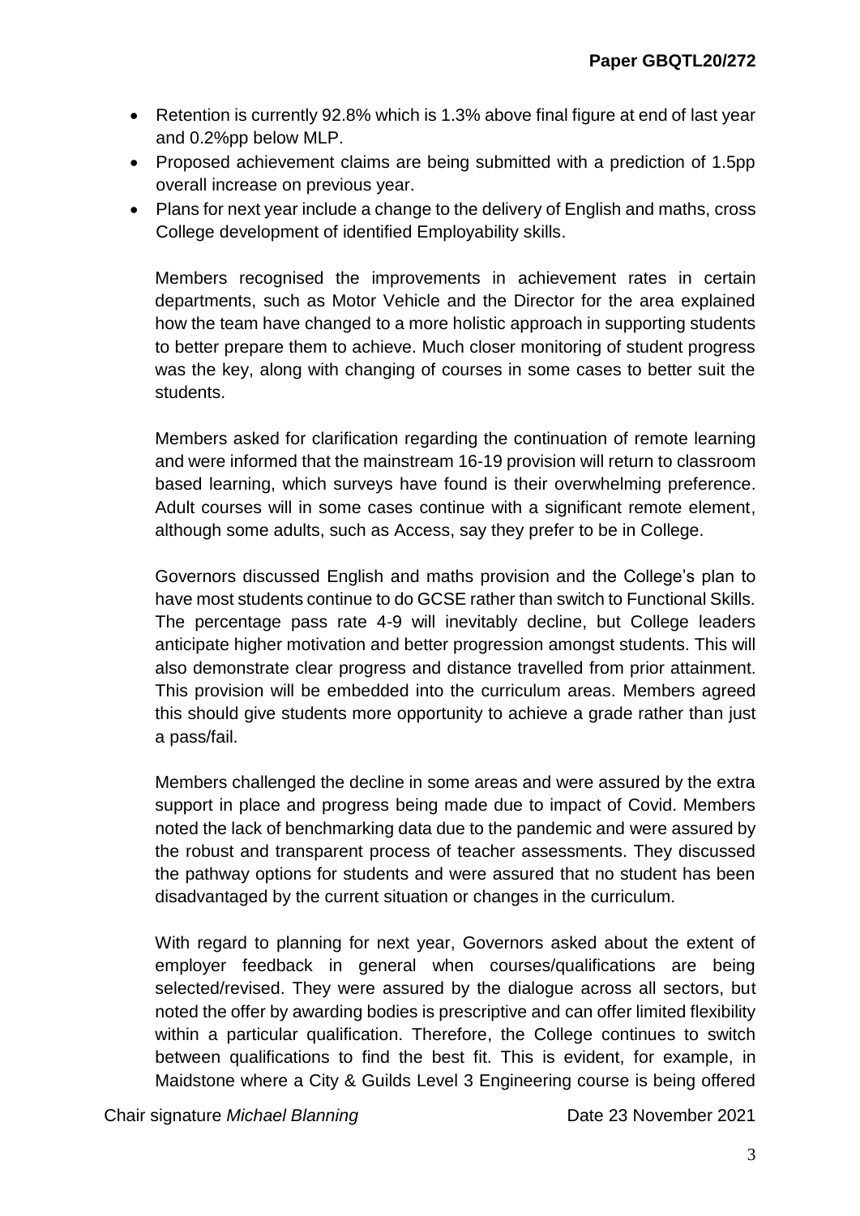- Retention is currently 92.8% which is 1.3% above final figure at end of last year and 0.2%pp below MLP.
- Proposed achievement claims are being submitted with a prediction of 1.5pp overall increase on previous year.
- Plans for next year include a change to the delivery of English and maths, cross College development of identified Employability skills.

Members recognised the improvements in achievement rates in certain departments, such as Motor Vehicle and the Director for the area explained how the team have changed to a more holistic approach in supporting students to better prepare them to achieve. Much closer monitoring of student progress was the key, along with changing of courses in some cases to better suit the students.

Members asked for clarification regarding the continuation of remote learning and were informed that the mainstream 16-19 provision will return to classroom based learning, which surveys have found is their overwhelming preference. Adult courses will in some cases continue with a significant remote element, although some adults, such as Access, say they prefer to be in College.

Governors discussed English and maths provision and the College's plan to have most students continue to do GCSE rather than switch to Functional Skills. The percentage pass rate 4-9 will inevitably decline, but College leaders anticipate higher motivation and better progression amongst students. This will also demonstrate clear progress and distance travelled from prior attainment. This provision will be embedded into the curriculum areas. Members agreed this should give students more opportunity to achieve a grade rather than just a pass/fail.

Members challenged the decline in some areas and were assured by the extra support in place and progress being made due to impact of Covid. Members noted the lack of benchmarking data due to the pandemic and were assured by the robust and transparent process of teacher assessments. They discussed the pathway options for students and were assured that no student has been disadvantaged by the current situation or changes in the curriculum.

With regard to planning for next year, Governors asked about the extent of employer feedback in general when courses/qualifications are being selected/revised. They were assured by the dialogue across all sectors, but noted the offer by awarding bodies is prescriptive and can offer limited flexibility within a particular qualification. Therefore, the College continues to switch between qualifications to find the best fit. This is evident, for example, in Maidstone where a City & Guilds Level 3 Engineering course is being offered

Chair signature *Michael Blanning* Date 23 November 2021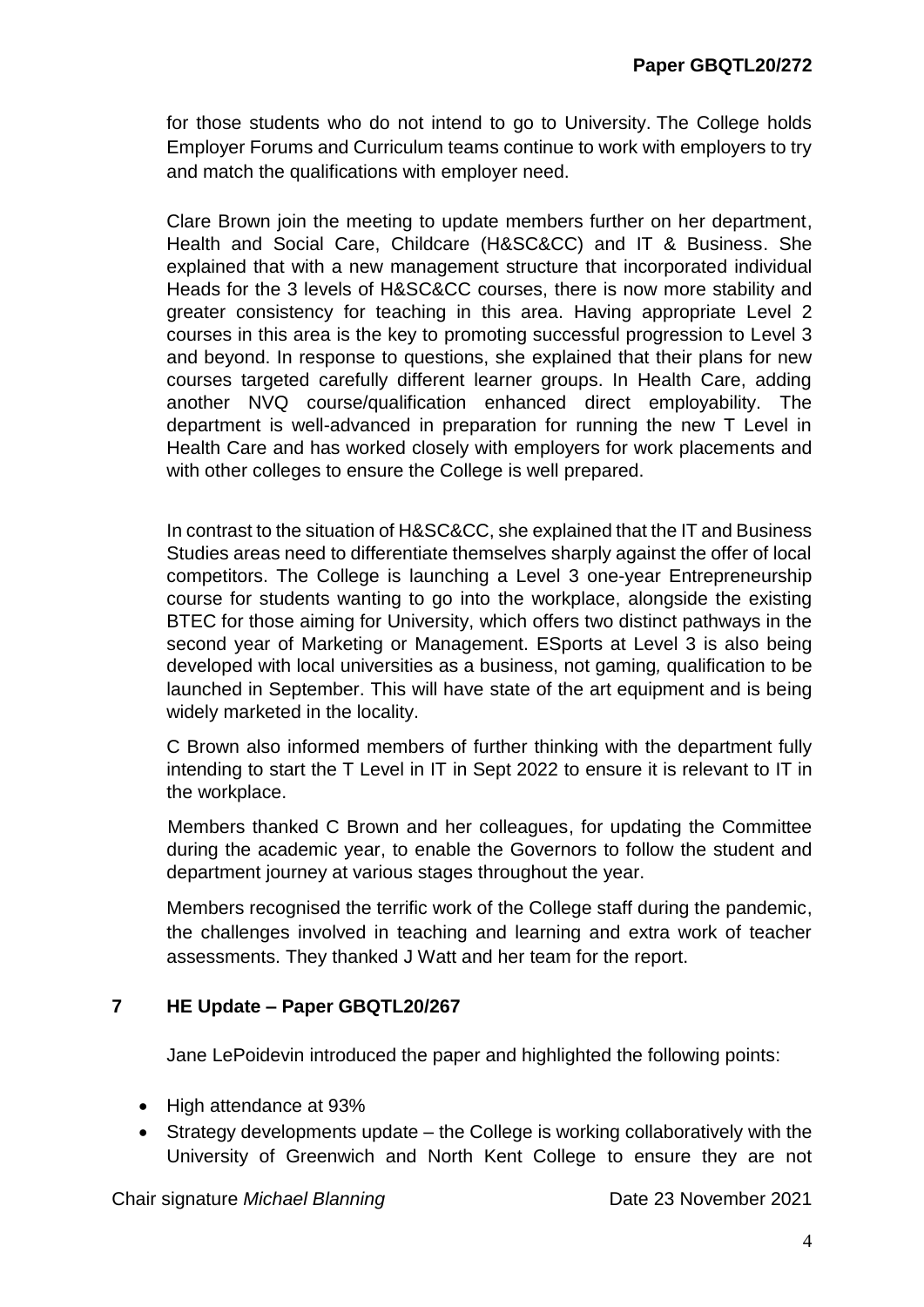for those students who do not intend to go to University. The College holds Employer Forums and Curriculum teams continue to work with employers to try and match the qualifications with employer need.

Clare Brown join the meeting to update members further on her department, Health and Social Care, Childcare (H&SC&CC) and IT & Business. She explained that with a new management structure that incorporated individual Heads for the 3 levels of H&SC&CC courses, there is now more stability and greater consistency for teaching in this area. Having appropriate Level 2 courses in this area is the key to promoting successful progression to Level 3 and beyond. In response to questions, she explained that their plans for new courses targeted carefully different learner groups. In Health Care, adding another NVQ course/qualification enhanced direct employability. The department is well-advanced in preparation for running the new T Level in Health Care and has worked closely with employers for work placements and with other colleges to ensure the College is well prepared.

In contrast to the situation of H&SC&CC, she explained that the IT and Business Studies areas need to differentiate themselves sharply against the offer of local competitors. The College is launching a Level 3 one-year Entrepreneurship course for students wanting to go into the workplace, alongside the existing BTEC for those aiming for University, which offers two distinct pathways in the second year of Marketing or Management. ESports at Level 3 is also being developed with local universities as a business, not gaming*,* qualification to be launched in September. This will have state of the art equipment and is being widely marketed in the locality.

C Brown also informed members of further thinking with the department fully intending to start the T Level in IT in Sept 2022 to ensure it is relevant to IT in the workplace.

Members thanked C Brown and her colleagues, for updating the Committee during the academic year, to enable the Governors to follow the student and department journey at various stages throughout the year.

Members recognised the terrific work of the College staff during the pandemic, the challenges involved in teaching and learning and extra work of teacher assessments. They thanked J Watt and her team for the report.

## 7 HE Update – Paper GBQTL20/267

Jane LePoidevin introduced the paper and highlighted the following points:

- High attendance at 93%
- Strategy developments update – the College is working collaboratively with the University of Greenwich and North Kent College to ensure they are not

Chair signature *Michael Blanning* Date 23 November 2021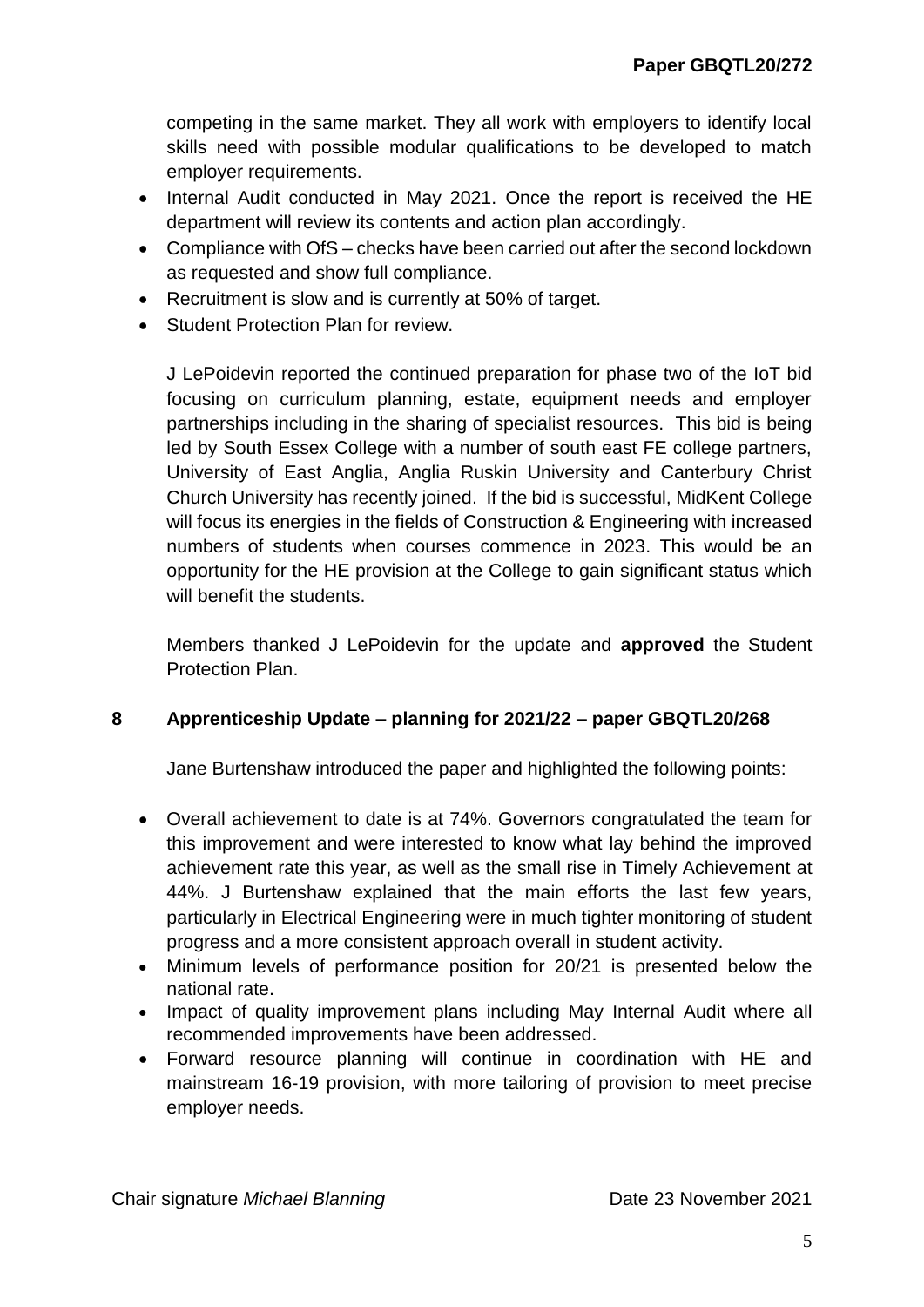competing in the same market. They all work with employers to identify local skills need with possible modular qualifications to be developed to match employer requirements.

- Internal Audit conducted in May 2021. Once the report is received the HE department will review its contents and action plan accordingly.
- Compliance with OfS – checks have been carried out after the second lockdown as requested and show full compliance.
- Recruitment is slow and is currently at 50% of target.
- Student Protection Plan for review.

J LePoidevin reported the continued preparation for phase two of the IoT bid focusing on curriculum planning, estate, equipment needs and employer partnerships including in the sharing of specialist resources. This bid is being led by South Essex College with a number of south east FE college partners, University of East Anglia, Anglia Ruskin University and Canterbury Christ Church University has recently joined. If the bid is successful, MidKent College will focus its energies in the fields of Construction & Engineering with increased numbers of students when courses commence in 2023. This would be an opportunity for the HE provision at the College to gain significant status which will benefit the students.

Members thanked J LePoidevin for the update and **approved** the Student Protection Plan.

## 8 Apprenticeship Update – planning for 2021/22 – paper GBQTL20/268

Jane Burtenshaw introduced the paper and highlighted the following points:

- Overall achievement to date is at 74%. Governors congratulated the team for this improvement and were interested to know what lay behind the improved achievement rate this year, as well as the small rise in Timely Achievement at 44%. J Burtenshaw explained that the main efforts the last few years, particularly in Electrical Engineering were in much tighter monitoring of student progress and a more consistent approach overall in student activity.
- Minimum levels of performance position for 20/21 is presented below the national rate.
- Impact of quality improvement plans including May Internal Audit where all recommended improvements have been addressed.
- Forward resource planning will continue in coordination with HE and mainstream 16-19 provision, with more tailoring of provision to meet precise employer needs.

Chair signature *Michael Blanning* Date 23 November 2021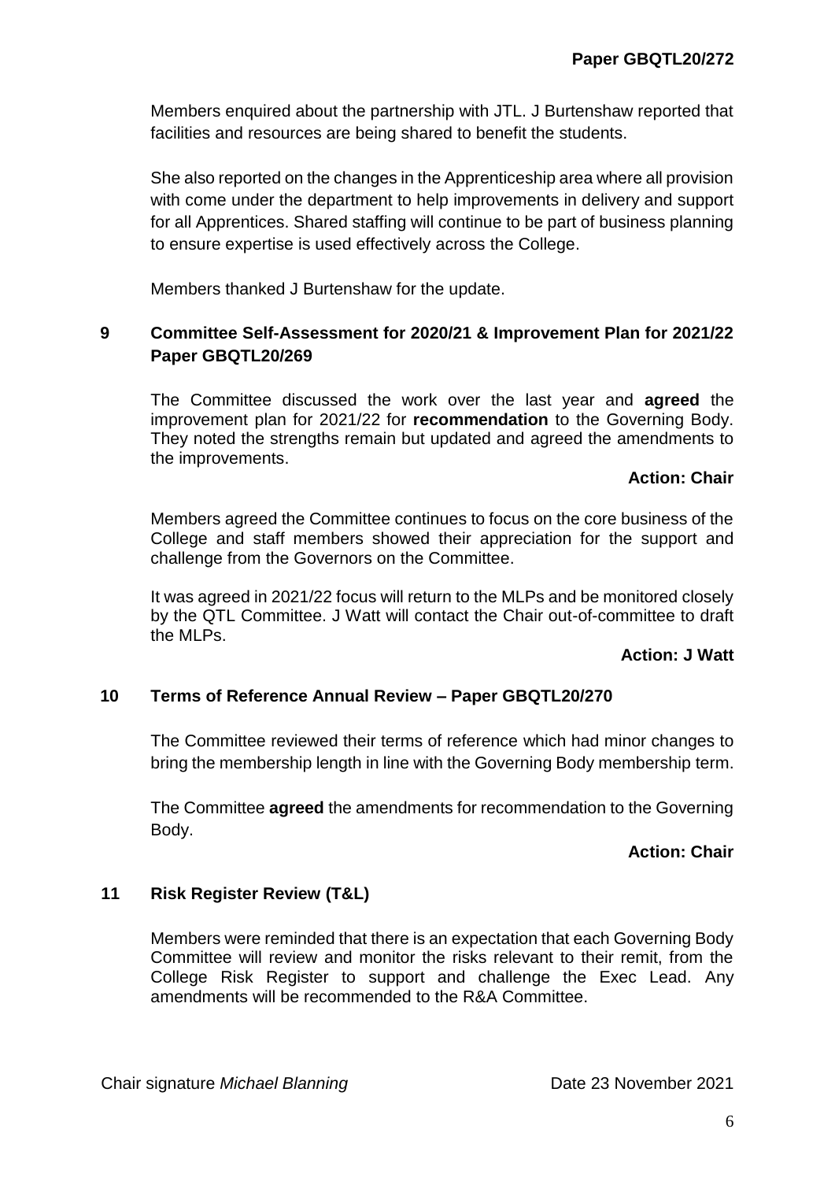Members enquired about the partnership with JTL. J Burtenshaw reported that facilities and resources are being shared to benefit the students.

She also reported on the changes in the Apprenticeship area where all provision with come under the department to help improvements in delivery and support for all Apprentices. Shared staffing will continue to be part of business planning to ensure expertise is used effectively across the College.

Members thanked J Burtenshaw for the update.

## 9 Committee Self-Assessment for 2020/21 & Improvement Plan for 2021/22 Paper GBQTL20/269

The Committee discussed the work over the last year and **agreed** the improvement plan for 2021/22 for **recommendation** to the Governing Body. They noted the strengths remain but updated and agreed the amendments to the improvements.

**Action: Chair**

Members agreed the Committee continues to focus on the core business of the College and staff members showed their appreciation for the support and challenge from the Governors on the Committee.

It was agreed in 2021/22 focus will return to the MLPs and be monitored closely by the QTL Committee. J Watt will contact the Chair out-of-committee to draft the MLPs.

**Action: J Watt**

## 10 Terms of Reference Annual Review – Paper GBQTL20/270

The Committee reviewed their terms of reference which had minor changes to bring the membership length in line with the Governing Body membership term.

The Committee **agreed** the amendments for recommendation to the Governing Body.

**Action: Chair**

## 11 Risk Register Review (T&L)

Members were reminded that there is an expectation that each Governing Body Committee will review and monitor the risks relevant to their remit, from the College Risk Register to support and challenge the Exec Lead. Any amendments will be recommended to the R&A Committee.

Chair signature *Michael Blanning* Date 23 November 2021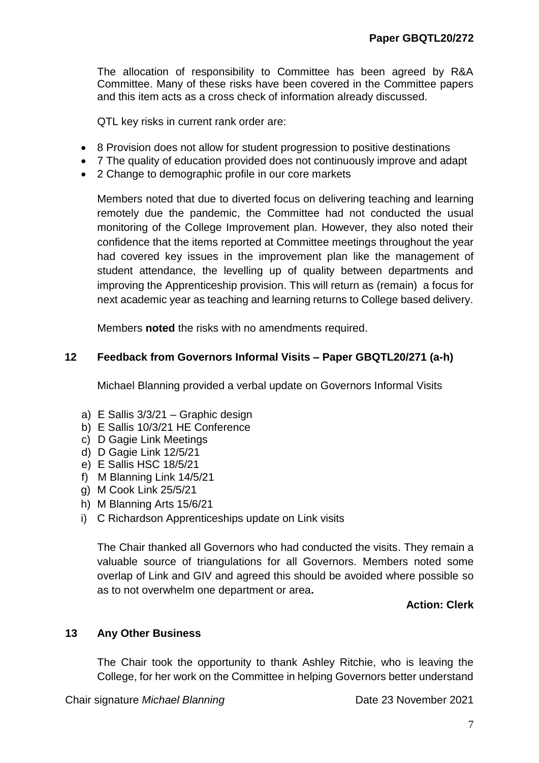The allocation of responsibility to Committee has been agreed by R&A Committee. Many of these risks have been covered in the Committee papers and this item acts as a cross check of information already discussed.

QTL key risks in current rank order are:

- 8 Provision does not allow for student progression to positive destinations
- 7 The quality of education provided does not continuously improve and adapt
- 2 Change to demographic profile in our core markets

Members noted that due to diverted focus on delivering teaching and learning remotely due the pandemic, the Committee had not conducted the usual monitoring of the College Improvement plan. However, they also noted their confidence that the items reported at Committee meetings throughout the year had covered key issues in the improvement plan like the management of student attendance, the levelling up of quality between departments and improving the Apprenticeship provision. This will return as (remain) a focus for next academic year as teaching and learning returns to College based delivery.

Members **noted** the risks with no amendments required.

## 12 Feedback from Governors Informal Visits – Paper GBQTL20/271 (a-h)

Michael Blanning provided a verbal update on Governors Informal Visits

a) E Sallis 3/3/21 – Graphic design
b) E Sallis 10/3/21 HE Conference
c) D Gagie Link Meetings
d) D Gagie Link 12/5/21
e) E Sallis HSC 18/5/21
f) M Blanning Link 14/5/21
g) M Cook Link 25/5/21
h) M Blanning Arts 15/6/21
i) C Richardson Apprenticeships update on Link visits

The Chair thanked all Governors who had conducted the visits. They remain a valuable source of triangulations for all Governors. Members noted some overlap of Link and GIV and agreed this should be avoided where possible so as to not overwhelm one department or area**.**

**Action: Clerk**

## 13 Any Other Business

The Chair took the opportunity to thank Ashley Ritchie, who is leaving the College, for her work on the Committee in helping Governors better understand

Chair signature *Michael Blanning* Date 23 November 2021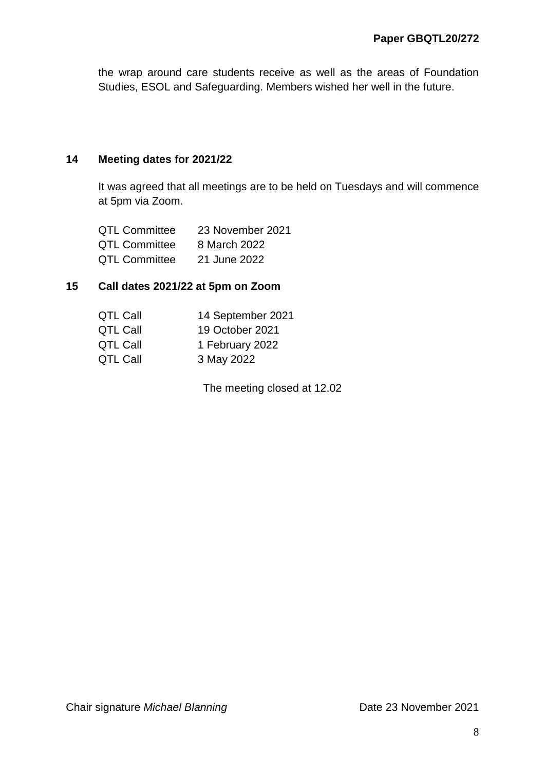the wrap around care students receive as well as the areas of Foundation Studies, ESOL and Safeguarding. Members wished her well in the future.

## 14 Meeting dates for 2021/22

It was agreed that all meetings are to be held on Tuesdays and will commence at 5pm via Zoom.

| | |
|---|---|
| QTL Committee | 23 November 2021 |
| QTL Committee | 8 March 2022 |
| QTL Committee | 21 June 2022 |

## 15 Call dates 2021/22 at 5pm on Zoom

| | |
|---|---|
| QTL Call | 14 September 2021 |
| QTL Call | 19 October 2021 |
| QTL Call | 1 February 2022 |
| QTL Call | 3 May 2022 |

The meeting closed at 12.02

Chair signature *Michael Blanning*    Date 23 November 2021